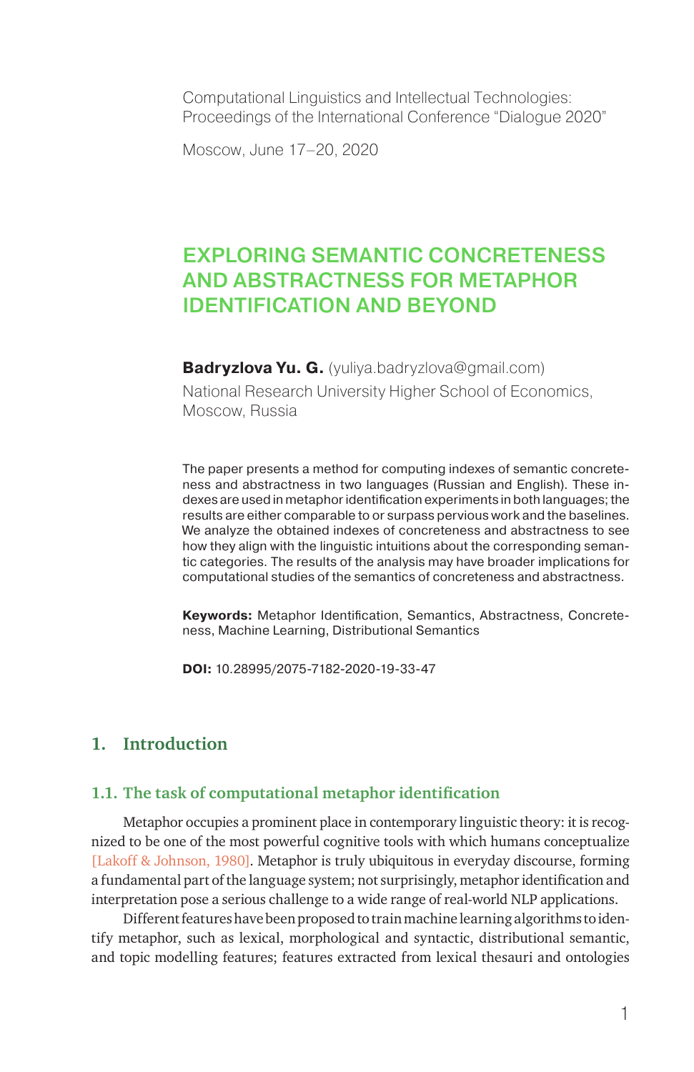Computational Linguistics and Intellectual Technologies:
Proceedings of the International Conference "Dialogue 2020"

Moscow, June 17–20, 2020

# EXPLORING SEMANTIC CONCRETENESS AND ABSTRACTNESS FOR METAPHOR IDENTIFICATION AND BEYOND

**Badryzlova Yu. G.** (yuliya.badryzlova@gmail.com)
National Research University Higher School of Economics, Moscow, Russia

The paper presents a method for computing indexes of semantic concreteness and abstractness in two languages (Russian and English). These indexes are used in metaphor identification experiments in both languages; the results are either comparable to or surpass pervious work and the baselines. We analyze the obtained indexes of concreteness and abstractness to see how they align with the linguistic intuitions about the corresponding semantic categories. The results of the analysis may have broader implications for computational studies of the semantics of concreteness and abstractness.

**Keywords:** Metaphor Identification, Semantics, Abstractness, Concreteness, Machine Learning, Distributional Semantics

**DOI:** 10.28995/2075-7182-2020-19-33-47

## 1. Introduction

### 1.1. The task of computational metaphor identification

Metaphor occupies a prominent place in contemporary linguistic theory: it is recognized to be one of the most powerful cognitive tools with which humans conceptualize [Lakoff & Johnson, 1980]. Metaphor is truly ubiquitous in everyday discourse, forming a fundamental part of the language system; not surprisingly, metaphor identification and interpretation pose a serious challenge to a wide range of real-world NLP applications.

Different features have been proposed to train machine learning algorithms to identify metaphor, such as lexical, morphological and syntactic, distributional semantic, and topic modelling features; features extracted from lexical thesauri and ontologies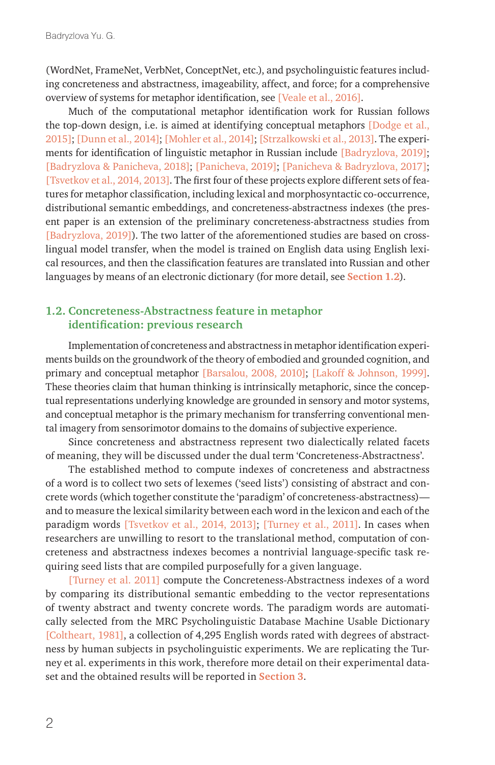(WordNet, FrameNet, VerbNet, ConceptNet, etc.), and psycholinguistic features including concreteness and abstractness, imageability, affect, and force; for a comprehensive overview of systems for metaphor identification, see [Veale et al., 2016].

Much of the computational metaphor identification work for Russian follows the top-down design, i.e. is aimed at identifying conceptual metaphors [Dodge et al., 2015]; [Dunn et al., 2014]; [Mohler et al., 2014]; [Strzalkowski et al., 2013]. The experiments for identification of linguistic metaphor in Russian include [Badryzlova, 2019]; [Badryzlova & Panicheva, 2018]; [Panicheva, 2019]; [Panicheva & Badryzlova, 2017]; [Tsvetkov et al., 2014, 2013]. The first four of these projects explore different sets of features for metaphor classification, including lexical and morphosyntactic co-occurrence, distributional semantic embeddings, and concreteness-abstractness indexes (the present paper is an extension of the preliminary concreteness-abstractness studies from [Badryzlova, 2019]). The two latter of the aforementioned studies are based on cross-lingual model transfer, when the model is trained on English data using English lexical resources, and then the classification features are translated into Russian and other languages by means of an electronic dictionary (for more detail, see **Section 1.2**).

## 1.2. Concreteness-Abstractness feature in metaphor identification: previous research

Implementation of concreteness and abstractness in metaphor identification experiments builds on the groundwork of the theory of embodied and grounded cognition, and primary and conceptual metaphor [Barsalou, 2008, 2010]; [Lakoff & Johnson, 1999]. These theories claim that human thinking is intrinsically metaphoric, since the conceptual representations underlying knowledge are grounded in sensory and motor systems, and conceptual metaphor is the primary mechanism for transferring conventional mental imagery from sensorimotor domains to the domains of subjective experience.

Since concreteness and abstractness represent two dialectically related facets of meaning, they will be discussed under the dual term 'Concreteness-Abstractness'.

The established method to compute indexes of concreteness and abstractness of a word is to collect two sets of lexemes ('seed lists') consisting of abstract and concrete words (which together constitute the 'paradigm' of concreteness-abstractness)—and to measure the lexical similarity between each word in the lexicon and each of the paradigm words [Tsvetkov et al., 2014, 2013]; [Turney et al., 2011]. In cases when researchers are unwilling to resort to the translational method, computation of concreteness and abstractness indexes becomes a nontrivial language-specific task requiring seed lists that are compiled purposefully for a given language.

[Turney et al. 2011] compute the Concreteness-Abstractness indexes of a word by comparing its distributional semantic embedding to the vector representations of twenty abstract and twenty concrete words. The paradigm words are automatically selected from the MRC Psycholinguistic Database Machine Usable Dictionary [Coltheart, 1981], a collection of 4,295 English words rated with degrees of abstractness by human subjects in psycholinguistic experiments. We are replicating the Turney et al. experiments in this work, therefore more detail on their experimental dataset and the obtained results will be reported in **Section 3**.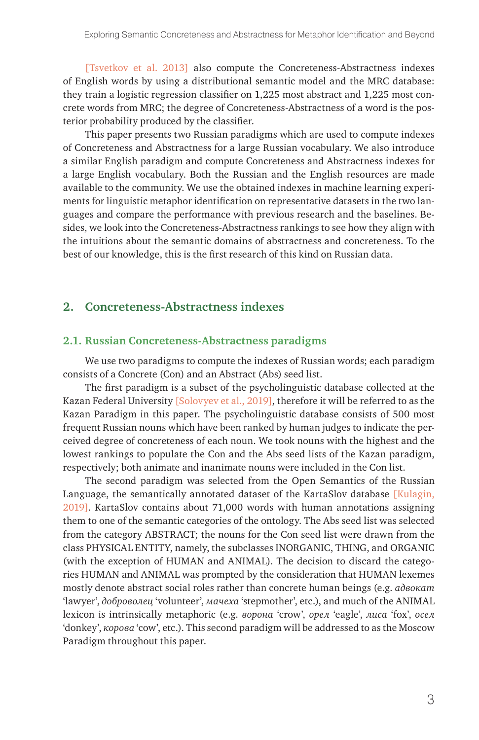[Tsvetkov et al. 2013] also compute the Concreteness-Abstractness indexes of English words by using a distributional semantic model and the MRC database: they train a logistic regression classifier on 1,225 most abstract and 1,225 most concrete words from MRC; the degree of Concreteness-Abstractness of a word is the posterior probability produced by the classifier.

This paper presents two Russian paradigms which are used to compute indexes of Concreteness and Abstractness for a large Russian vocabulary. We also introduce a similar English paradigm and compute Concreteness and Abstractness indexes for a large English vocabulary. Both the Russian and the English resources are made available to the community. We use the obtained indexes in machine learning experiments for linguistic metaphor identification on representative datasets in the two languages and compare the performance with previous research and the baselines. Besides, we look into the Concreteness-Abstractness rankings to see how they align with the intuitions about the semantic domains of abstractness and concreteness. To the best of our knowledge, this is the first research of this kind on Russian data.

## 2. Concreteness-Abstractness indexes

### 2.1. Russian Concreteness-Abstractness paradigms

We use two paradigms to compute the indexes of Russian words; each paradigm consists of a Concrete (Con) and an Abstract (Abs) seed list.

The first paradigm is a subset of the psycholinguistic database collected at the Kazan Federal University [Solovyev et al., 2019], therefore it will be referred to as the Kazan Paradigm in this paper. The psycholinguistic database consists of 500 most frequent Russian nouns which have been ranked by human judges to indicate the perceived degree of concreteness of each noun. We took nouns with the highest and the lowest rankings to populate the Con and the Abs seed lists of the Kazan paradigm, respectively; both animate and inanimate nouns were included in the Con list.

The second paradigm was selected from the Open Semantics of the Russian Language, the semantically annotated dataset of the KartaSlov database [Kulagin, 2019]. KartaSlov contains about 71,000 words with human annotations assigning them to one of the semantic categories of the ontology. The Abs seed list was selected from the category ABSTRACT; the nouns for the Con seed list were drawn from the class PHYSICAL ENTITY, namely, the subclasses INORGANIC, THING, and ORGANIC (with the exception of HUMAN and ANIMAL). The decision to discard the categories HUMAN and ANIMAL was prompted by the consideration that HUMAN lexemes mostly denote abstract social roles rather than concrete human beings (e.g. *адвокат* 'lawyer', *доброволец* 'volunteer', *мачеха* 'stepmother', etc.), and much of the ANIMAL lexicon is intrinsically metaphoric (e.g. *ворона* 'crow', *орел* 'eagle', *лиса* 'fox', *осел* 'donkey', *корова* 'cow', etc.). This second paradigm will be addressed to as the Moscow Paradigm throughout this paper.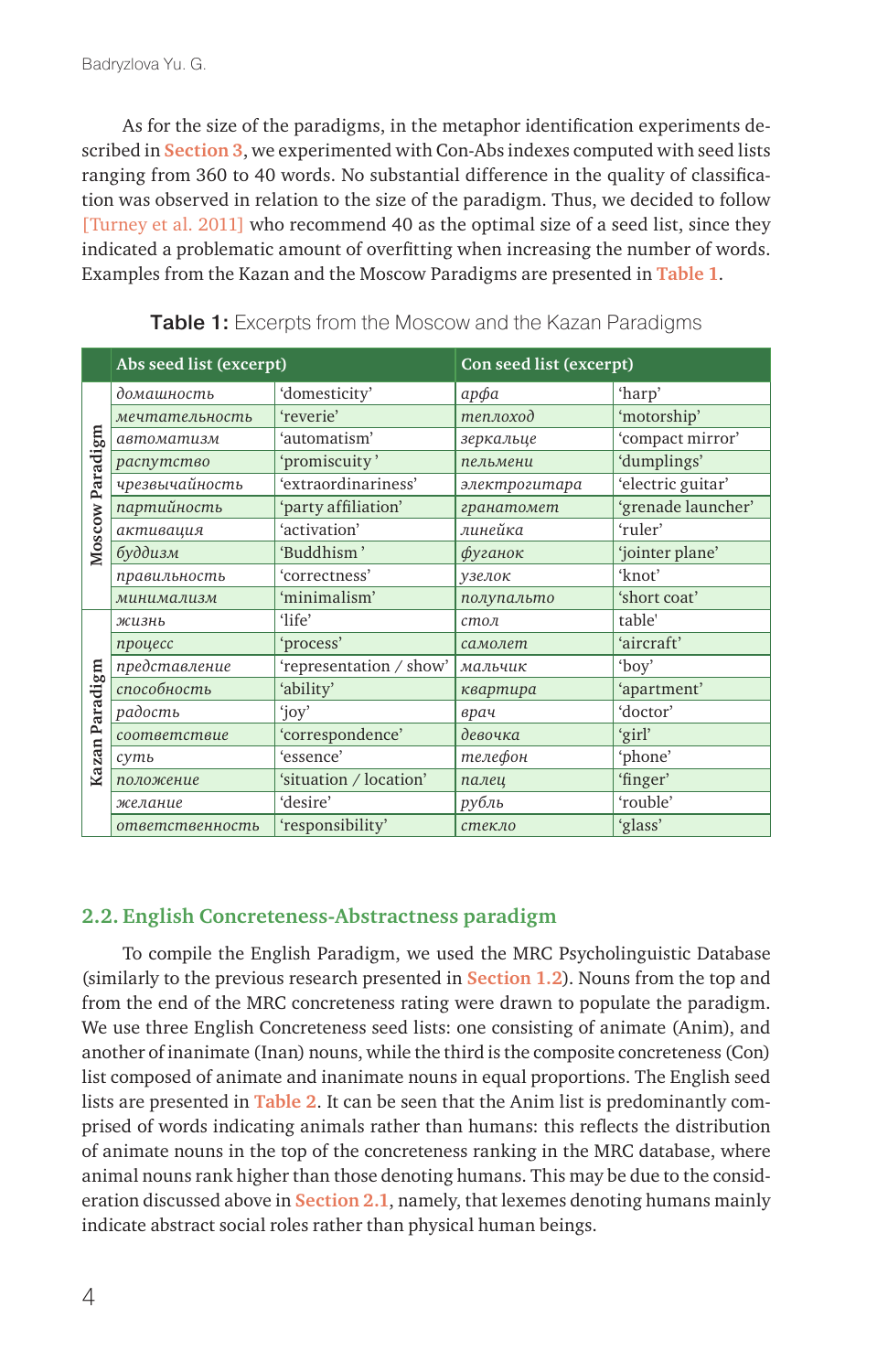As for the size of the paradigms, in the metaphor identification experiments described in Section 3, we experimented with Con-Abs indexes computed with seed lists ranging from 360 to 40 words. No substantial difference in the quality of classification was observed in relation to the size of the paradigm. Thus, we decided to follow [Turney et al. 2011] who recommend 40 as the optimal size of a seed list, since they indicated a problematic amount of overfitting when increasing the number of words. Examples from the Kazan and the Moscow Paradigms are presented in Table 1.

**Table 1:** Excerpts from the Moscow and the Kazan Paradigms

| | Abs seed list (excerpt) | | Con seed list (excerpt) | |
|---|---|---|---|---|
| Moscow Paradigm | *домашность* | 'domesticity' | *арфа* | 'harp' |
| | *мечтательность* | 'reverie' | *теплоход* | 'motorship' |
| | *автоматизм* | 'automatism' | *зеркальце* | 'compact mirror' |
| | *распутство* | 'promiscuity' | *пельмени* | 'dumplings' |
| | *чрезвычайность* | 'extraordinariness' | *электрогитара* | 'electric guitar' |
| | *партийность* | 'party affiliation' | *гранатомет* | 'grenade launcher' |
| | *активация* | 'activation' | *линейка* | 'ruler' |
| | *буддизм* | 'Buddhism' | *фуганок* | 'jointer plane' |
| | *правильность* | 'correctness' | *узелок* | 'knot' |
| | *минимализм* | 'minimalism' | *полупальто* | 'short coat' |
| Kazan Paradigm | *жизнь* | 'life' | *стол* | table' |
| | *процесс* | 'process' | *самолет* | 'aircraft' |
| | *представление* | 'representation / show' | *мальчик* | 'boy' |
| | *способность* | 'ability' | *квартира* | 'apartment' |
| | *радость* | 'joy' | *врач* | 'doctor' |
| | *соответствие* | 'correspondence' | *девочка* | 'girl' |
| | *суть* | 'essence' | *телефон* | 'phone' |
| | *положение* | 'situation / location' | *палец* | 'finger' |
| | *желание* | 'desire' | *рубль* | 'rouble' |
| | *ответственность* | 'responsibility' | *стекло* | 'glass' |

## 2.2. English Concreteness-Abstractness paradigm

To compile the English Paradigm, we used the MRC Psycholinguistic Database (similarly to the previous research presented in Section 1.2). Nouns from the top and from the end of the MRC concreteness rating were drawn to populate the paradigm. We use three English Concreteness seed lists: one consisting of animate (Anim), and another of inanimate (Inan) nouns, while the third is the composite concreteness (Con) list composed of animate and inanimate nouns in equal proportions. The English seed lists are presented in Table 2. It can be seen that the Anim list is predominantly comprised of words indicating animals rather than humans: this reflects the distribution of animate nouns in the top of the concreteness ranking in the MRC database, where animal nouns rank higher than those denoting humans. This may be due to the consideration discussed above in Section 2.1, namely, that lexemes denoting humans mainly indicate abstract social roles rather than physical human beings.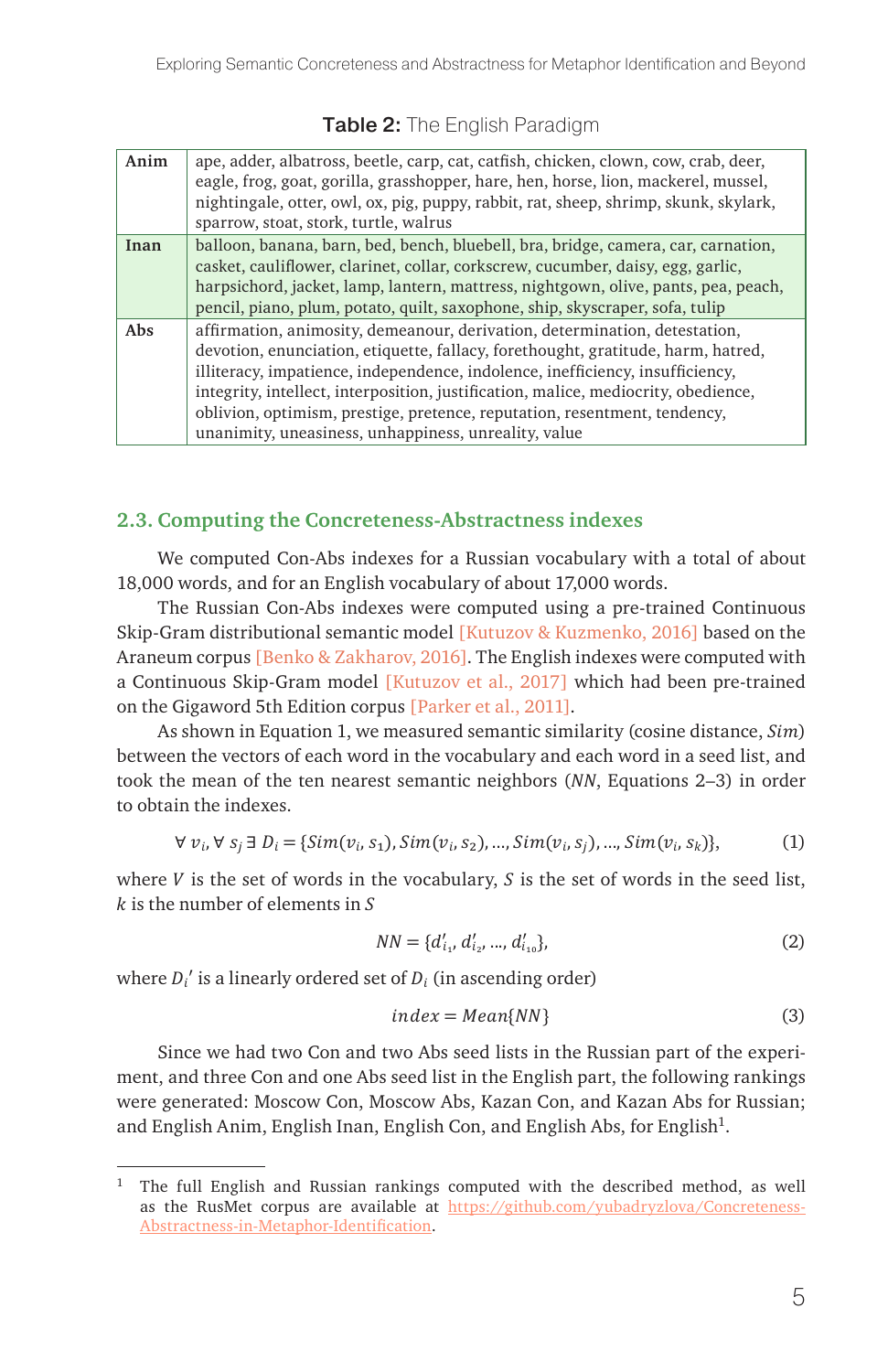**Table 2:** The English Paradigm

| | |
|---|---|
| **Anim** | ape, adder, albatross, beetle, carp, cat, catfish, chicken, clown, cow, crab, deer, eagle, frog, goat, gorilla, grasshopper, hare, hen, horse, lion, mackerel, mussel, nightingale, otter, owl, ox, pig, puppy, rabbit, rat, sheep, shrimp, skunk, skylark, sparrow, stoat, stork, turtle, walrus |
| **Inan** | balloon, banana, barn, bed, bench, bluebell, bra, bridge, camera, car, carnation, casket, cauliflower, clarinet, collar, corkscrew, cucumber, daisy, egg, garlic, harpsichord, jacket, lamp, lantern, mattress, nightgown, olive, pants, pea, peach, pencil, piano, plum, potato, quilt, saxophone, ship, skyscraper, sofa, tulip |
| **Abs** | affirmation, animosity, demeanour, derivation, determination, detestation, devotion, enunciation, etiquette, fallacy, forethought, gratitude, harm, hatred, illiteracy, impatience, independence, indolence, inefficiency, insufficiency, integrity, intellect, interposition, justification, malice, mediocrity, obedience, oblivion, optimism, prestige, pretence, reputation, resentment, tendency, unanimity, uneasiness, unhappiness, unreality, value |

## 2.3. Computing the Concreteness-Abstractness indexes

We computed Con-Abs indexes for a Russian vocabulary with a total of about 18,000 words, and for an English vocabulary of about 17,000 words.

The Russian Con-Abs indexes were computed using a pre-trained Continuous Skip-Gram distributional semantic model [Kutuzov & Kuzmenko, 2016] based on the Araneum corpus [Benko & Zakharov, 2016]. The English indexes were computed with a Continuous Skip-Gram model [Kutuzov et al., 2017] which had been pre-trained on the Gigaword 5th Edition corpus [Parker et al., 2011].

As shown in Equation 1, we measured semantic similarity (cosine distance, *Sim*) between the vectors of each word in the vocabulary and each word in a seed list, and took the mean of the ten nearest semantic neighbors (*NN*, Equations 2–3) in order to obtain the indexes.

$$\forall\, v_i, \forall\, s_j \,\exists\, D_i = \{Sim(v_i, s_1), Sim(v_i, s_2), \ldots, Sim(v_i, s_j), \ldots, Sim(v_i, s_k)\}, \tag{1}$$

where $V$ is the set of words in the vocabulary, $S$ is the set of words in the seed list, $k$ is the number of elements in $S$

$$NN = \{d'_{i_1}, d'_{i_2}, \ldots, d'_{i_{10}}\}, \tag{2}$$

where $D_i{}'$ is a linearly ordered set of $D_i$ (in ascending order)

$$index = Mean\{NN\} \tag{3}$$

Since we had two Con and two Abs seed lists in the Russian part of the experiment, and three Con and one Abs seed list in the English part, the following rankings were generated: Moscow Con, Moscow Abs, Kazan Con, and Kazan Abs for Russian; and English Anim, English Inan, English Con, and English Abs, for English[1].

---

[1] The full English and Russian rankings computed with the described method, as well as the RusMet corpus are available at https://github.com/yubadryzlova/Concreteness-Abstractness-in-Metaphor-Identification.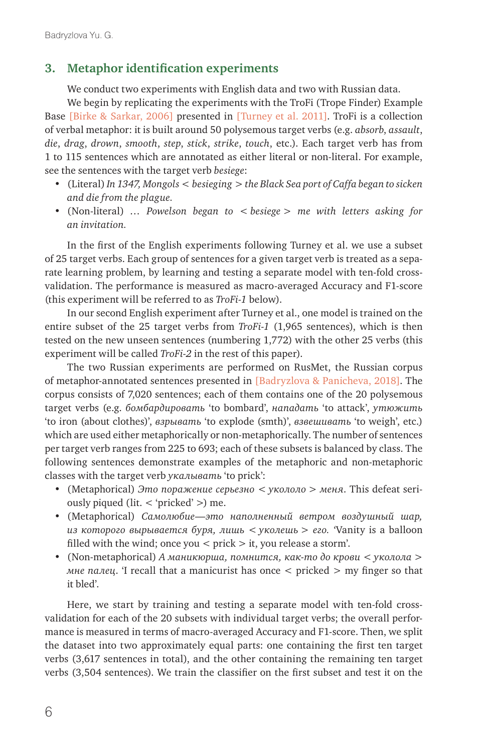## 3. Metaphor identification experiments

We conduct two experiments with English data and two with Russian data.

We begin by replicating the experiments with the TroFi (Trope Finder) Example Base [Birke & Sarkar, 2006] presented in [Turney et al. 2011]. TroFi is a collection of verbal metaphor: it is built around 50 polysemous target verbs (e.g. *absorb*, *assault*, *die*, *drag*, *drown*, *smooth*, *step*, *stick*, *strike*, *touch*, etc.). Each target verb has from 1 to 115 sentences which are annotated as either literal or non-literal. For example, see the sentences with the target verb *besiege*:

- (Literal) *In 1347, Mongols < besieging > the Black Sea port of Caffa began to sicken and die from the plague.*
- (Non-literal) … *Powelson began to < besiege > me with letters asking for an invitation.*

In the first of the English experiments following Turney et al. we use a subset of 25 target verbs. Each group of sentences for a given target verb is treated as a separate learning problem, by learning and testing a separate model with ten-fold cross-validation. The performance is measured as macro-averaged Accuracy and F1-score (this experiment will be referred to as *TroFi-1* below).

In our second English experiment after Turney et al., one model is trained on the entire subset of the 25 target verbs from *TroFi-1* (1,965 sentences), which is then tested on the new unseen sentences (numbering 1,772) with the other 25 verbs (this experiment will be called *TroFi-2* in the rest of this paper).

The two Russian experiments are performed on RusMet, the Russian corpus of metaphor-annotated sentences presented in [Badryzlova & Panicheva, 2018]. The corpus consists of 7,020 sentences; each of them contains one of the 20 polysemous target verbs (e.g. *бомбардировать* 'to bombard', *нападать* 'to attack', *утюжить* 'to iron (about clothes)', *взрывать* 'to explode (smth)', *взвешивать* 'to weigh', etc.) which are used either metaphorically or non-metaphorically. The number of sentences per target verb ranges from 225 to 693; each of these subsets is balanced by class. The following sentences demonstrate examples of the metaphoric and non-metaphoric classes with the target verb *укалывать* 'to prick':

- (Metaphorical) *Это поражение серьезно < укололо > меня*. This defeat seriously piqued (lit. < 'pricked' >) me.
- (Metaphorical) *Самолюбие—это наполненный ветром воздушный шар, из которого вырывается буря, лишь < уколешь > его.* 'Vanity is a balloon filled with the wind; once you < prick > it, you release a storm'.
- (Non-metaphorical) *А маникюрша, помнится, как-то до крови < уколола > мне палец*. 'I recall that a manicurist has once < pricked > my finger so that it bled'.

Here, we start by training and testing a separate model with ten-fold cross-validation for each of the 20 subsets with individual target verbs; the overall performance is measured in terms of macro-averaged Accuracy and F1-score. Then, we split the dataset into two approximately equal parts: one containing the first ten target verbs (3,617 sentences in total), and the other containing the remaining ten target verbs (3,504 sentences). We train the classifier on the first subset and test it on the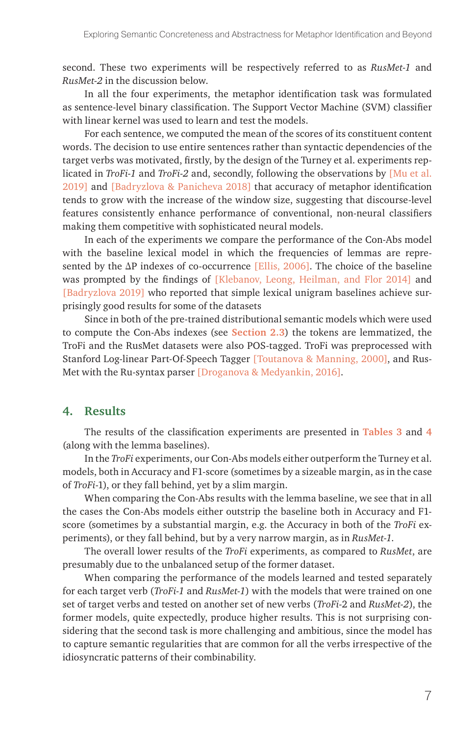second. These two experiments will be respectively referred to as *RusMet-1* and *RusMet-2* in the discussion below.

In all the four experiments, the metaphor identification task was formulated as sentence-level binary classification. The Support Vector Machine (SVM) classifier with linear kernel was used to learn and test the models.

For each sentence, we computed the mean of the scores of its constituent content words. The decision to use entire sentences rather than syntactic dependencies of the target verbs was motivated, firstly, by the design of the Turney et al. experiments replicated in *TroFi-1* and *TroFi-2* and, secondly, following the observations by [Mu et al. 2019] and [Badryzlova & Panicheva 2018] that accuracy of metaphor identification tends to grow with the increase of the window size, suggesting that discourse-level features consistently enhance performance of conventional, non-neural classifiers making them competitive with sophisticated neural models.

In each of the experiments we compare the performance of the Con-Abs model with the baseline lexical model in which the frequencies of lemmas are represented by the ΔP indexes of co-occurrence [Ellis, 2006]. The choice of the baseline was prompted by the findings of [Klebanov, Leong, Heilman, and Flor 2014] and [Badryzlova 2019] who reported that simple lexical unigram baselines achieve surprisingly good results for some of the datasets

Since in both of the pre-trained distributional semantic models which were used to compute the Con-Abs indexes (see **Section 2.3**) the tokens are lemmatized, the TroFi and the RusMet datasets were also POS-tagged. TroFi was preprocessed with Stanford Log-linear Part-Of-Speech Tagger [Toutanova & Manning, 2000], and RusMet with the Ru-syntax parser [Droganova & Medyankin, 2016].

## 4. Results

The results of the classification experiments are presented in **Tables 3** and **4** (along with the lemma baselines).

In the *TroFi* experiments, our Con-Abs models either outperform the Turney et al. models, both in Accuracy and F1-score (sometimes by a sizeable margin, as in the case of *TroFi*-1), or they fall behind, yet by a slim margin.

When comparing the Con-Abs results with the lemma baseline, we see that in all the cases the Con-Abs models either outstrip the baseline both in Accuracy and F1-score (sometimes by a substantial margin, e.g. the Accuracy in both of the *TroFi* experiments), or they fall behind, but by a very narrow margin, as in *RusMet-1*.

The overall lower results of the *TroFi* experiments, as compared to *RusMet*, are presumably due to the unbalanced setup of the former dataset.

When comparing the performance of the models learned and tested separately for each target verb (*TroFi-1* and *RusMet-1*) with the models that were trained on one set of target verbs and tested on another set of new verbs (*TroFi*-2 and *RusMet-2*), the former models, quite expectedly, produce higher results. This is not surprising considering that the second task is more challenging and ambitious, since the model has to capture semantic regularities that are common for all the verbs irrespective of the idiosyncratic patterns of their combinability.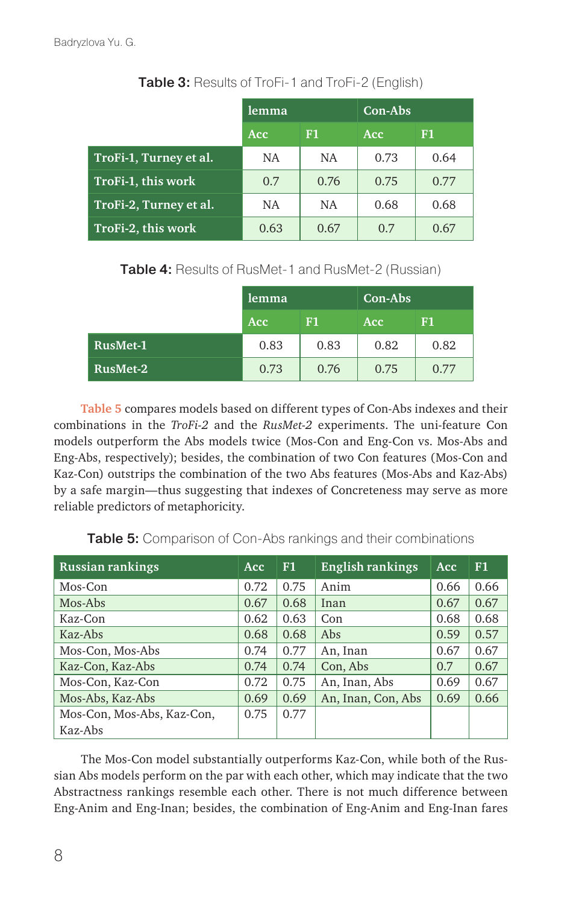**Table 3:** Results of TroFi-1 and TroFi-2 (English)

| | lemma | | Con-Abs | |
|---|---|---|---|---|
| | Acc | F1 | Acc | F1 |
| TroFi-1, Turney et al. | NA | NA | 0.73 | 0.64 |
| TroFi-1, this work | 0.7 | 0.76 | 0.75 | 0.77 |
| TroFi-2, Turney et al. | NA | NA | 0.68 | 0.68 |
| TroFi-2, this work | 0.63 | 0.67 | 0.7 | 0.67 |

**Table 4:** Results of RusMet-1 and RusMet-2 (Russian)

| | lemma | | Con-Abs | |
|---|---|---|---|---|
| | Acc | F1 | Acc | F1 |
| RusMet-1 | 0.83 | 0.83 | 0.82 | 0.82 |
| RusMet-2 | 0.73 | 0.76 | 0.75 | 0.77 |

Table 5 compares models based on different types of Con-Abs indexes and their combinations in the *TroFi-2* and the *RusMet-2* experiments. The uni-feature Con models outperform the Abs models twice (Mos-Con and Eng-Con vs. Mos-Abs and Eng-Abs, respectively); besides, the combination of two Con features (Mos-Con and Kaz-Con) outstrips the combination of the two Abs features (Mos-Abs and Kaz-Abs) by a safe margin—thus suggesting that indexes of Concreteness may serve as more reliable predictors of metaphoricity.

**Table 5:** Comparison of Con-Abs rankings and their combinations

| Russian rankings | Acc | F1 | English rankings | Acc | F1 |
|---|---|---|---|---|---|
| Mos-Con | 0.72 | 0.75 | Anim | 0.66 | 0.66 |
| Mos-Abs | 0.67 | 0.68 | Inan | 0.67 | 0.67 |
| Kaz-Con | 0.62 | 0.63 | Con | 0.68 | 0.68 |
| Kaz-Abs | 0.68 | 0.68 | Abs | 0.59 | 0.57 |
| Mos-Con, Mos-Abs | 0.74 | 0.77 | An, Inan | 0.67 | 0.67 |
| Kaz-Con, Kaz-Abs | 0.74 | 0.74 | Con, Abs | 0.7 | 0.67 |
| Mos-Con, Kaz-Con | 0.72 | 0.75 | An, Inan, Abs | 0.69 | 0.67 |
| Mos-Abs, Kaz-Abs | 0.69 | 0.69 | An, Inan, Con, Abs | 0.69 | 0.66 |
| Mos-Con, Mos-Abs, Kaz-Con, Kaz-Abs | 0.75 | 0.77 | | | |

The Mos-Con model substantially outperforms Kaz-Con, while both of the Russian Abs models perform on the par with each other, which may indicate that the two Abstractness rankings resemble each other. There is not much difference between Eng-Anim and Eng-Inan; besides, the combination of Eng-Anim and Eng-Inan fares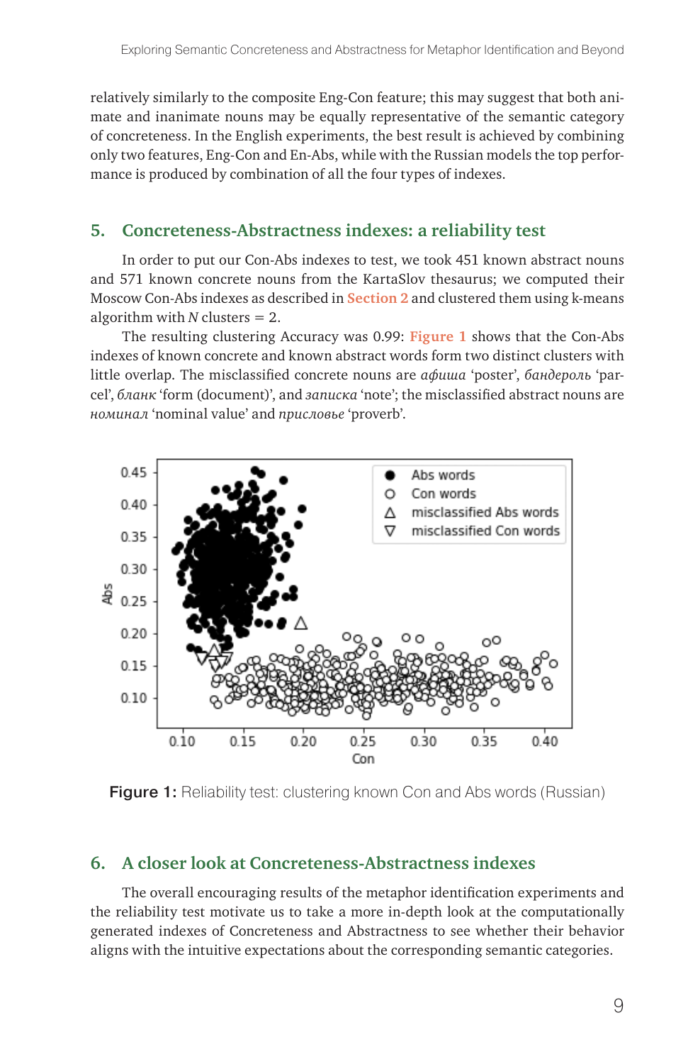relatively similarly to the composite Eng-Con feature; this may suggest that both animate and inanimate nouns may be equally representative of the semantic category of concreteness. In the English experiments, the best result is achieved by combining only two features, Eng-Con and En-Abs, while with the Russian models the top performance is produced by combination of all the four types of indexes.

## 5. Concreteness-Abstractness indexes: a reliability test

In order to put our Con-Abs indexes to test, we took 451 known abstract nouns and 571 known concrete nouns from the KartaSlov thesaurus; we computed their Moscow Con-Abs indexes as described in Section 2 and clustered them using k-means algorithm with $N$ clusters = 2.

The resulting clustering Accuracy was 0.99: Figure 1 shows that the Con-Abs indexes of known concrete and known abstract words form two distinct clusters with little overlap. The misclassified concrete nouns are *афиша* 'poster', *бандероль* 'parcel', *бланк* 'form (document)', and *записка* 'note'; the misclassified abstract nouns are *номинал* 'nominal value' and *присловье* 'proverb'.

**Figure 1:** Reliability test: clustering known Con and Abs words (Russian)

## 6. A closer look at Concreteness-Abstractness indexes

The overall encouraging results of the metaphor identification experiments and the reliability test motivate us to take a more in-depth look at the computationally generated indexes of Concreteness and Abstractness to see whether their behavior aligns with the intuitive expectations about the corresponding semantic categories.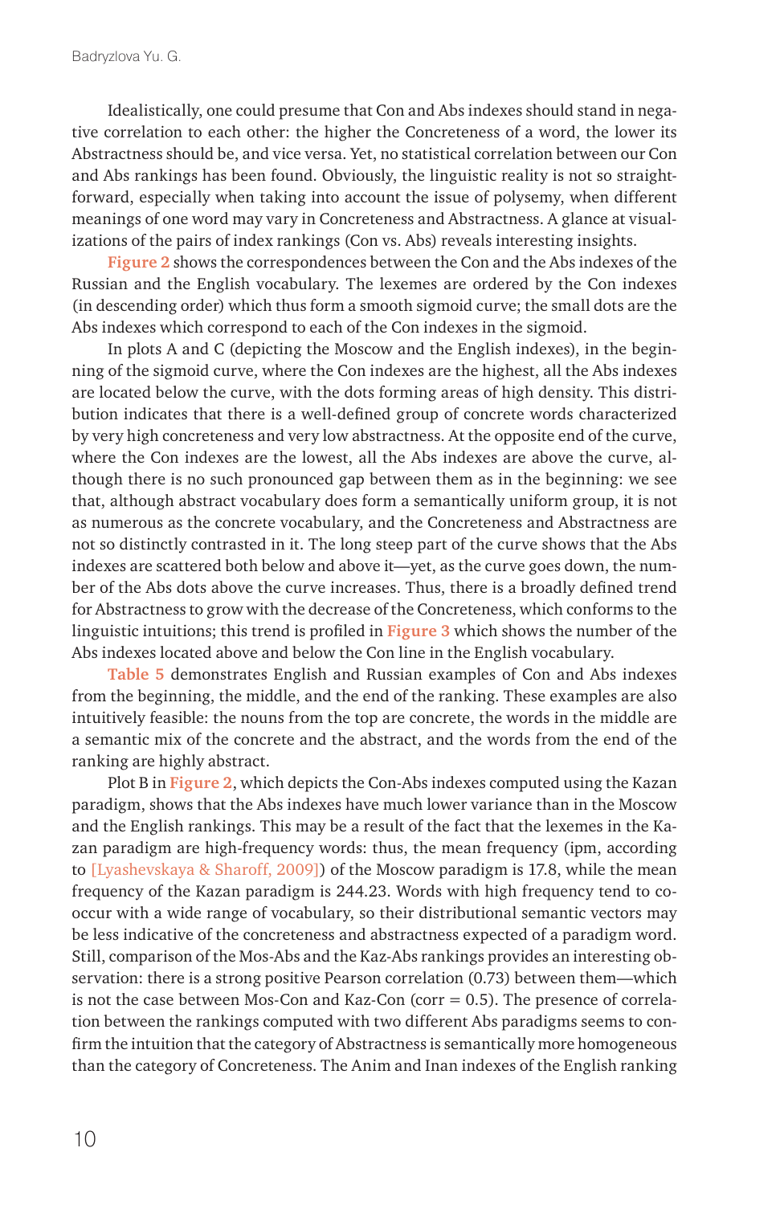Idealistically, one could presume that Con and Abs indexes should stand in negative correlation to each other: the higher the Concreteness of a word, the lower its Abstractness should be, and vice versa. Yet, no statistical correlation between our Con and Abs rankings has been found. Obviously, the linguistic reality is not so straightforward, especially when taking into account the issue of polysemy, when different meanings of one word may vary in Concreteness and Abstractness. A glance at visualizations of the pairs of index rankings (Con vs. Abs) reveals interesting insights.

Figure 2 shows the correspondences between the Con and the Abs indexes of the Russian and the English vocabulary. The lexemes are ordered by the Con indexes (in descending order) which thus form a smooth sigmoid curve; the small dots are the Abs indexes which correspond to each of the Con indexes in the sigmoid.

In plots A and C (depicting the Moscow and the English indexes), in the beginning of the sigmoid curve, where the Con indexes are the highest, all the Abs indexes are located below the curve, with the dots forming areas of high density. This distribution indicates that there is a well-defined group of concrete words characterized by very high concreteness and very low abstractness. At the opposite end of the curve, where the Con indexes are the lowest, all the Abs indexes are above the curve, although there is no such pronounced gap between them as in the beginning: we see that, although abstract vocabulary does form a semantically uniform group, it is not as numerous as the concrete vocabulary, and the Concreteness and Abstractness are not so distinctly contrasted in it. The long steep part of the curve shows that the Abs indexes are scattered both below and above it—yet, as the curve goes down, the number of the Abs dots above the curve increases. Thus, there is a broadly defined trend for Abstractness to grow with the decrease of the Concreteness, which conforms to the linguistic intuitions; this trend is profiled in Figure 3 which shows the number of the Abs indexes located above and below the Con line in the English vocabulary.

Table 5 demonstrates English and Russian examples of Con and Abs indexes from the beginning, the middle, and the end of the ranking. These examples are also intuitively feasible: the nouns from the top are concrete, the words in the middle are a semantic mix of the concrete and the abstract, and the words from the end of the ranking are highly abstract.

Plot B in Figure 2, which depicts the Con-Abs indexes computed using the Kazan paradigm, shows that the Abs indexes have much lower variance than in the Moscow and the English rankings. This may be a result of the fact that the lexemes in the Kazan paradigm are high-frequency words: thus, the mean frequency (ipm, according to [Lyashevskaya & Sharoff, 2009]) of the Moscow paradigm is 17.8, while the mean frequency of the Kazan paradigm is 244.23. Words with high frequency tend to co-occur with a wide range of vocabulary, so their distributional semantic vectors may be less indicative of the concreteness and abstractness expected of a paradigm word. Still, comparison of the Mos-Abs and the Kaz-Abs rankings provides an interesting observation: there is a strong positive Pearson correlation (0.73) between them—which is not the case between Mos-Con and Kaz-Con (corr = 0.5). The presence of correlation between the rankings computed with two different Abs paradigms seems to confirm the intuition that the category of Abstractness is semantically more homogeneous than the category of Concreteness. The Anim and Inan indexes of the English ranking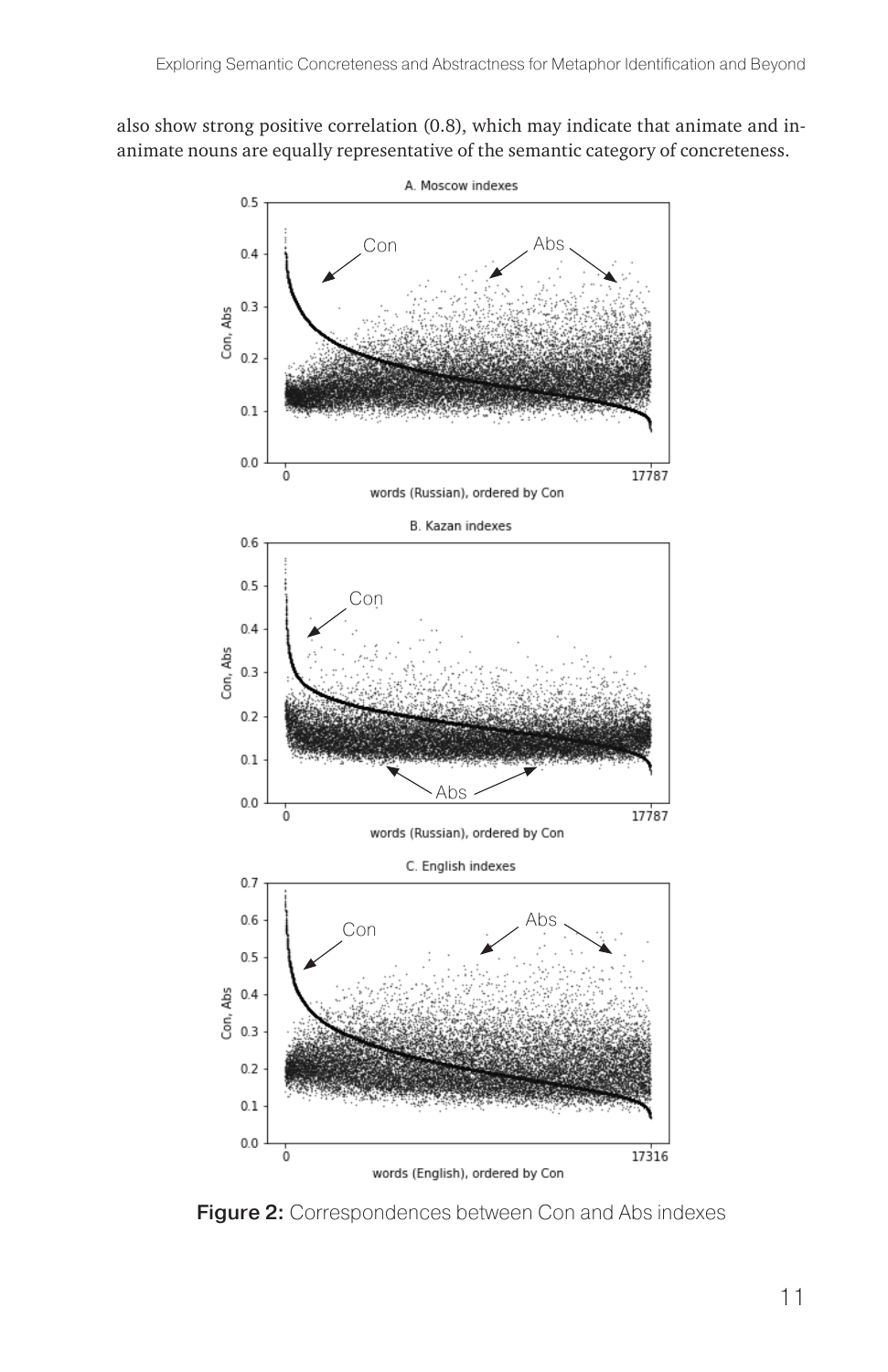also show strong positive correlation (0.8), which may indicate that animate and inanimate nouns are equally representative of the semantic category of concreteness.

Figure 2: Correspondences between Con and Abs indexes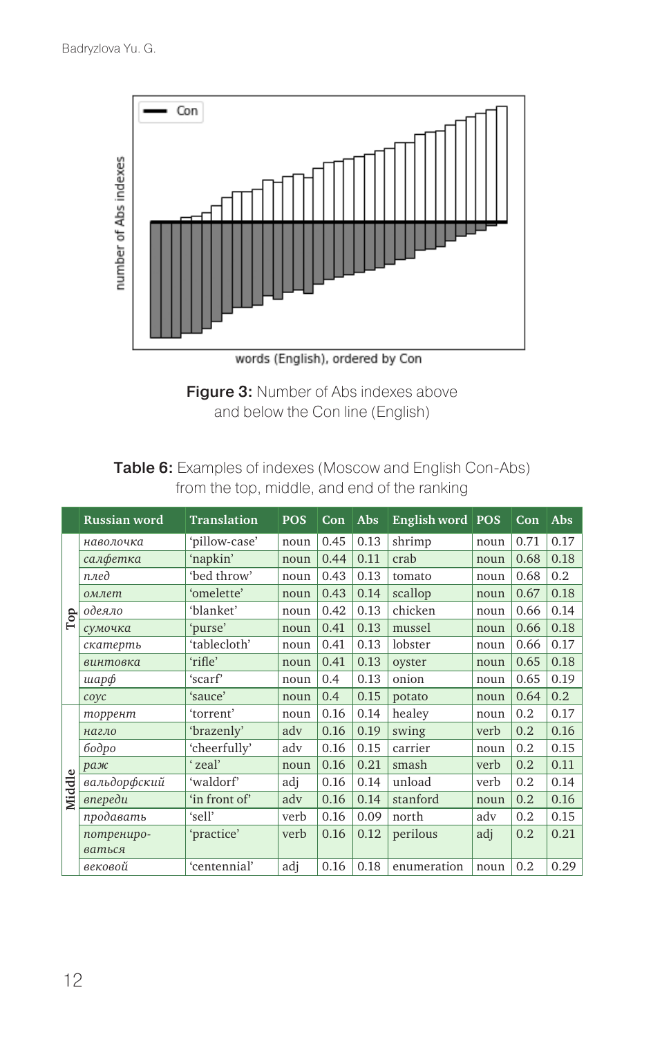Figure 3: Number of Abs indexes above and below the Con line (English)

**Table 6:** Examples of indexes (Moscow and English Con-Abs) from the top, middle, and end of the ranking

| | Russian word | Translation | POS | Con | Abs | English word | POS | Con | Abs |
|---|---|---|---|---|---|---|---|---|---|
| Top | *наволочка* | 'pillow-case' | noun | 0.45 | 0.13 | shrimp | noun | 0.71 | 0.17 |
| | *салфетка* | 'napkin' | noun | 0.44 | 0.11 | crab | noun | 0.68 | 0.18 |
| | *плед* | 'bed throw' | noun | 0.43 | 0.13 | tomato | noun | 0.68 | 0.2 |
| | *омлет* | 'omelette' | noun | 0.43 | 0.14 | scallop | noun | 0.67 | 0.18 |
| | *одеяло* | 'blanket' | noun | 0.42 | 0.13 | chicken | noun | 0.66 | 0.14 |
| | *сумочка* | 'purse' | noun | 0.41 | 0.13 | mussel | noun | 0.66 | 0.18 |
| | *скатерть* | 'tablecloth' | noun | 0.41 | 0.13 | lobster | noun | 0.66 | 0.17 |
| | *винтовка* | 'rifle' | noun | 0.41 | 0.13 | oyster | noun | 0.65 | 0.18 |
| | *шарф* | 'scarf' | noun | 0.4 | 0.13 | onion | noun | 0.65 | 0.19 |
| | *соус* | 'sauce' | noun | 0.4 | 0.15 | potato | noun | 0.64 | 0.2 |
| Middle | *торрент* | 'torrent' | noun | 0.16 | 0.14 | healey | noun | 0.2 | 0.17 |
| | *нагло* | 'brazenly' | adv | 0.16 | 0.19 | swing | verb | 0.2 | 0.16 |
| | *бодро* | 'cheerfully' | adv | 0.16 | 0.15 | carrier | noun | 0.2 | 0.15 |
| | *раж* | ' zeal' | noun | 0.16 | 0.21 | smash | verb | 0.2 | 0.11 |
| | *вальдорфский* | 'waldorf' | adj | 0.16 | 0.14 | unload | verb | 0.2 | 0.14 |
| | *впереди* | 'in front of' | adv | 0.16 | 0.14 | stanford | noun | 0.2 | 0.16 |
| | *продавать* | 'sell' | verb | 0.16 | 0.09 | north | adv | 0.2 | 0.15 |
| | *потренироваться* | 'practice' | verb | 0.16 | 0.12 | perilous | adj | 0.2 | 0.21 |
| | *вековой* | 'centennial' | adj | 0.16 | 0.18 | enumeration | noun | 0.2 | 0.29 |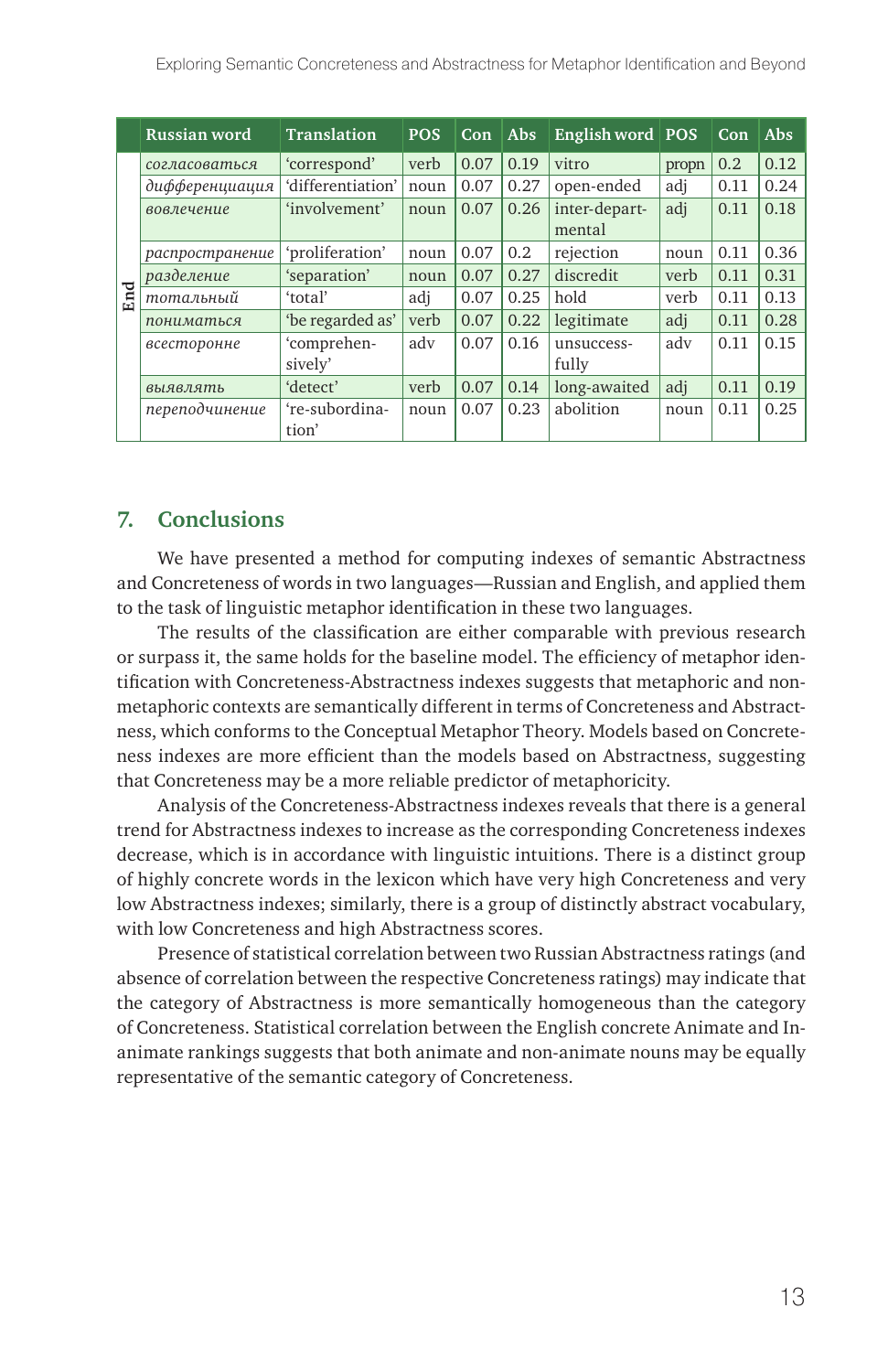| | Russian word | Translation | POS | Con | Abs | English word | POS | Con | Abs |
|---|---|---|---|---|---|---|---|---|---|
| End | *согласоваться* | 'correspond' | verb | 0.07 | 0.19 | vitro | propn | 0.2 | 0.12 |
| | *дифференциация* | 'differentiation' | noun | 0.07 | 0.27 | open-ended | adj | 0.11 | 0.24 |
| | *вовлечение* | 'involvement' | noun | 0.07 | 0.26 | inter-departmental | adj | 0.11 | 0.18 |
| | *распространение* | 'proliferation' | noun | 0.07 | 0.2 | rejection | noun | 0.11 | 0.36 |
| | *разделение* | 'separation' | noun | 0.07 | 0.27 | discredit | verb | 0.11 | 0.31 |
| | *тотальный* | 'total' | adj | 0.07 | 0.25 | hold | verb | 0.11 | 0.13 |
| | *пониматься* | 'be regarded as' | verb | 0.07 | 0.22 | legitimate | adj | 0.11 | 0.28 |
| | *всесторонне* | 'comprehensively' | adv | 0.07 | 0.16 | unsuccessfully | adv | 0.11 | 0.15 |
| | *выявлять* | 'detect' | verb | 0.07 | 0.14 | long-awaited | adj | 0.11 | 0.19 |
| | *переподчинение* | 're-subordination' | noun | 0.07 | 0.23 | abolition | noun | 0.11 | 0.25 |

## 7. Conclusions

We have presented a method for computing indexes of semantic Abstractness and Concreteness of words in two languages—Russian and English, and applied them to the task of linguistic metaphor identification in these two languages.

The results of the classification are either comparable with previous research or surpass it, the same holds for the baseline model. The efficiency of metaphor identification with Concreteness-Abstractness indexes suggests that metaphoric and non-metaphoric contexts are semantically different in terms of Concreteness and Abstractness, which conforms to the Conceptual Metaphor Theory. Models based on Concreteness indexes are more efficient than the models based on Abstractness, suggesting that Concreteness may be a more reliable predictor of metaphoricity.

Analysis of the Concreteness-Abstractness indexes reveals that there is a general trend for Abstractness indexes to increase as the corresponding Concreteness indexes decrease, which is in accordance with linguistic intuitions. There is a distinct group of highly concrete words in the lexicon which have very high Concreteness and very low Abstractness indexes; similarly, there is a group of distinctly abstract vocabulary, with low Concreteness and high Abstractness scores.

Presence of statistical correlation between two Russian Abstractness ratings (and absence of correlation between the respective Concreteness ratings) may indicate that the category of Abstractness is more semantically homogeneous than the category of Concreteness. Statistical correlation between the English concrete Animate and Inanimate rankings suggests that both animate and non-animate nouns may be equally representative of the semantic category of Concreteness.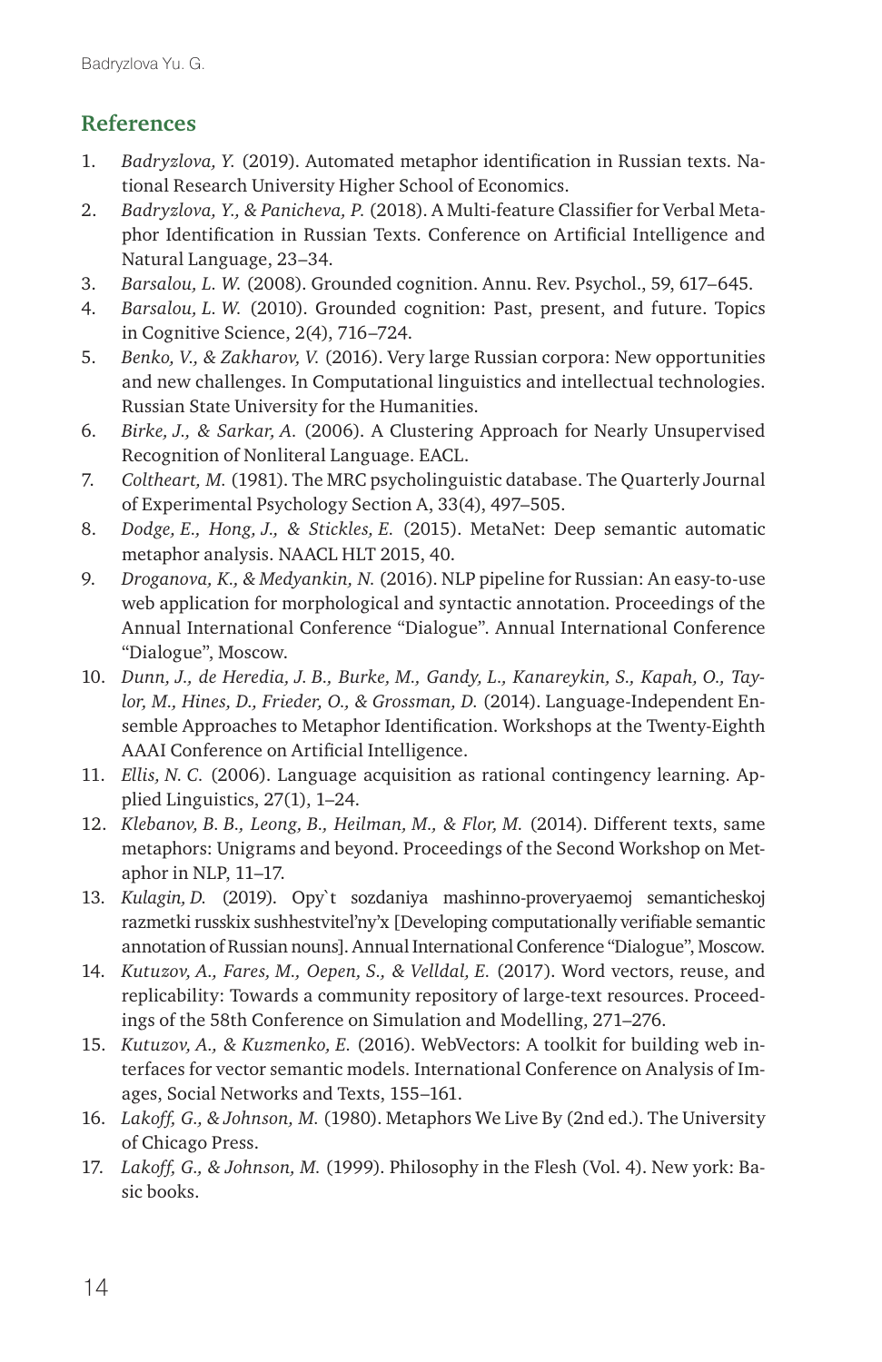## References

1. *Badryzlova, Y.* (2019). Automated metaphor identification in Russian texts. National Research University Higher School of Economics.
2. *Badryzlova, Y., & Panicheva, P.* (2018). A Multi-feature Classifier for Verbal Metaphor Identification in Russian Texts. Conference on Artificial Intelligence and Natural Language, 23–34.
3. *Barsalou, L. W.* (2008). Grounded cognition. Annu. Rev. Psychol., 59, 617–645.
4. *Barsalou, L. W.* (2010). Grounded cognition: Past, present, and future. Topics in Cognitive Science, 2(4), 716–724.
5. *Benko, V., & Zakharov, V.* (2016). Very large Russian corpora: New opportunities and new challenges. In Computational linguistics and intellectual technologies. Russian State University for the Humanities.
6. *Birke, J., & Sarkar, A.* (2006). A Clustering Approach for Nearly Unsupervised Recognition of Nonliteral Language. EACL.
7. *Coltheart, M.* (1981). The MRC psycholinguistic database. The Quarterly Journal of Experimental Psychology Section A, 33(4), 497–505.
8. *Dodge, E., Hong, J., & Stickles, E.* (2015). MetaNet: Deep semantic automatic metaphor analysis. NAACL HLT 2015, 40.
9. *Droganova, K., & Medyankin, N.* (2016). NLP pipeline for Russian: An easy-to-use web application for morphological and syntactic annotation. Proceedings of the Annual International Conference "Dialogue". Annual International Conference "Dialogue", Moscow.
10. *Dunn, J., de Heredia, J. B., Burke, M., Gandy, L., Kanareykin, S., Kapah, O., Taylor, M., Hines, D., Frieder, O., & Grossman, D.* (2014). Language-Independent Ensemble Approaches to Metaphor Identification. Workshops at the Twenty-Eighth AAAI Conference on Artificial Intelligence.
11. *Ellis, N. C.* (2006). Language acquisition as rational contingency learning. Applied Linguistics, 27(1), 1–24.
12. *Klebanov, B. B., Leong, B., Heilman, M., & Flor, M.* (2014). Different texts, same metaphors: Unigrams and beyond. Proceedings of the Second Workshop on Metaphor in NLP, 11–17.
13. *Kulagin, D.* (2019). Opy`t sozdaniya mashinno-proveryaemoj semanticheskoj razmetki russkix sushhestvitel'ny'x [Developing computationally verifiable semantic annotation of Russian nouns]. Annual International Conference "Dialogue", Moscow.
14. *Kutuzov, A., Fares, M., Oepen, S., & Velldal, E.* (2017). Word vectors, reuse, and replicability: Towards a community repository of large-text resources. Proceedings of the 58th Conference on Simulation and Modelling, 271–276.
15. *Kutuzov, A., & Kuzmenko, E.* (2016). WebVectors: A toolkit for building web interfaces for vector semantic models. International Conference on Analysis of Images, Social Networks and Texts, 155–161.
16. *Lakoff, G., & Johnson, M.* (1980). Metaphors We Live By (2nd ed.). The University of Chicago Press.
17. *Lakoff, G., & Johnson, M.* (1999). Philosophy in the Flesh (Vol. 4). New york: Basic books.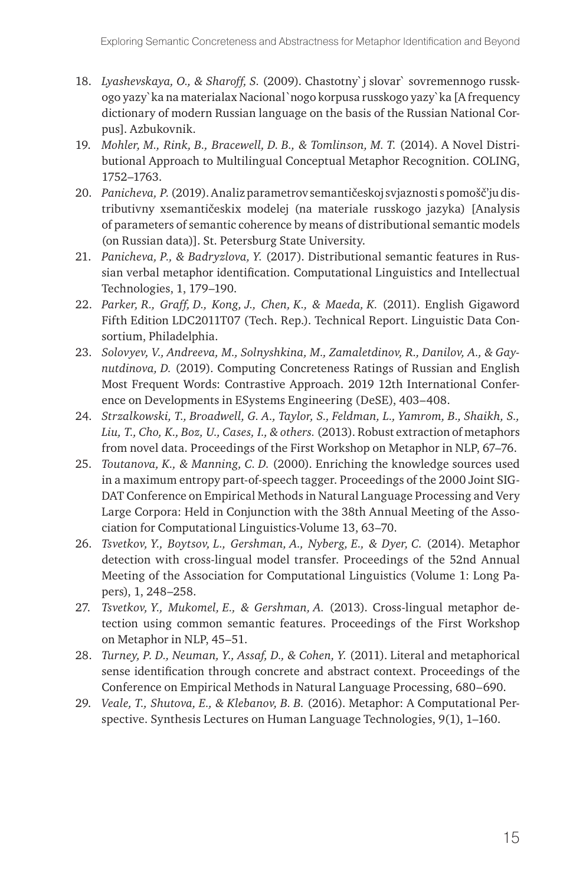18. *Lyashevskaya, O., & Sharoff, S.* (2009). Chastotny`j slovar` sovremennogo russkogo yazy`ka na materialax Nacional`nogo korpusa russkogo yazy`ka [A frequency dictionary of modern Russian language on the basis of the Russian National Corpus]. Azbukovnik.
19. *Mohler, M., Rink, B., Bracewell, D. B., & Tomlinson, M. T.* (2014). A Novel Distributional Approach to Multilingual Conceptual Metaphor Recognition. COLING, 1752–1763.
20. *Panicheva, P.* (2019). Analiz parametrov semantičeskoj svjaznosti s pomošč'ju distributivny xsemantičeskix modelej (na materiale russkogo jazyka) [Analysis of parameters of semantic coherence by means of distributional semantic models (on Russian data)]. St. Petersburg State University.
21. *Panicheva, P., & Badryzlova, Y.* (2017). Distributional semantic features in Russian verbal metaphor identification. Computational Linguistics and Intellectual Technologies, 1, 179–190.
22. *Parker, R., Graff, D., Kong, J., Chen, K., & Maeda, K.* (2011). English Gigaword Fifth Edition LDC2011T07 (Tech. Rep.). Technical Report. Linguistic Data Consortium, Philadelphia.
23. *Solovyev, V., Andreeva, M., Solnyshkina, M., Zamaletdinov, R., Danilov, A., & Gaynutdinova, D.* (2019). Computing Concreteness Ratings of Russian and English Most Frequent Words: Contrastive Approach. 2019 12th International Conference on Developments in ESystems Engineering (DeSE), 403–408.
24. *Strzalkowski, T., Broadwell, G. A., Taylor, S., Feldman, L., Yamrom, B., Shaikh, S., Liu, T., Cho, K., Boz, U., Cases, I., & others.* (2013). Robust extraction of metaphors from novel data. Proceedings of the First Workshop on Metaphor in NLP, 67–76.
25. *Toutanova, K., & Manning, C. D.* (2000). Enriching the knowledge sources used in a maximum entropy part-of-speech tagger. Proceedings of the 2000 Joint SIGDAT Conference on Empirical Methods in Natural Language Processing and Very Large Corpora: Held in Conjunction with the 38th Annual Meeting of the Association for Computational Linguistics-Volume 13, 63–70.
26. *Tsvetkov, Y., Boytsov, L., Gershman, A., Nyberg, E., & Dyer, C.* (2014). Metaphor detection with cross-lingual model transfer. Proceedings of the 52nd Annual Meeting of the Association for Computational Linguistics (Volume 1: Long Papers), 1, 248–258.
27. *Tsvetkov, Y., Mukomel, E., & Gershman, A.* (2013). Cross-lingual metaphor detection using common semantic features. Proceedings of the First Workshop on Metaphor in NLP, 45–51.
28. *Turney, P. D., Neuman, Y., Assaf, D., & Cohen, Y.* (2011). Literal and metaphorical sense identification through concrete and abstract context. Proceedings of the Conference on Empirical Methods in Natural Language Processing, 680–690.
29. *Veale, T., Shutova, E., & Klebanov, B. B.* (2016). Metaphor: A Computational Perspective. Synthesis Lectures on Human Language Technologies, 9(1), 1–160.